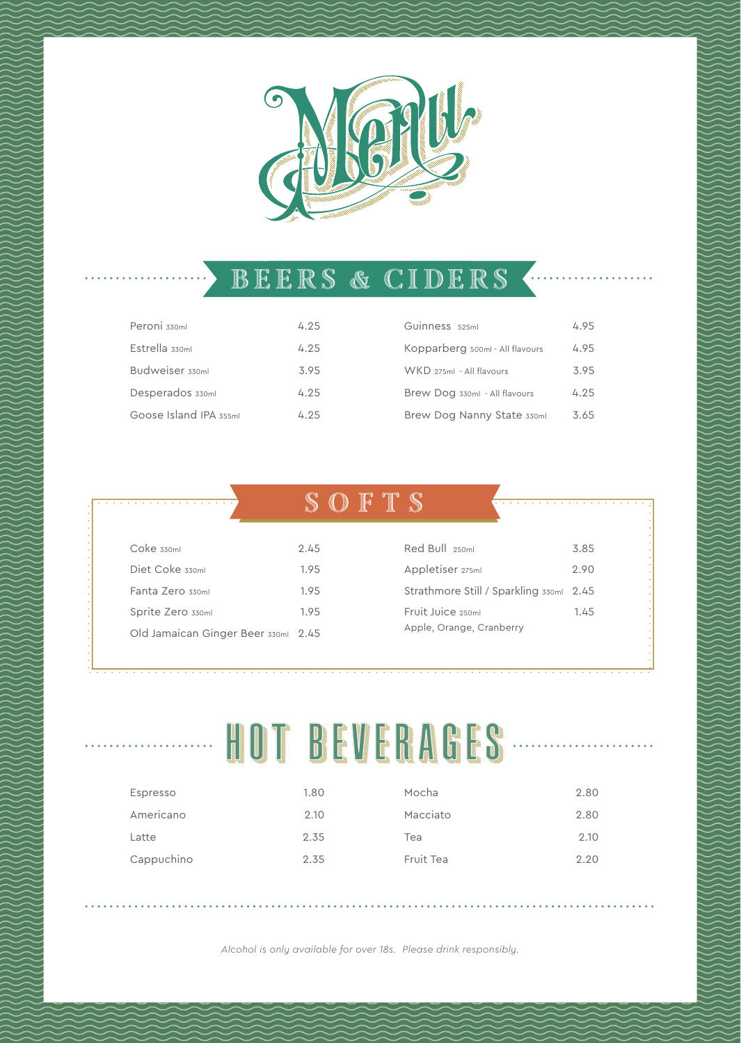# Menu

## BEERS & CIDERS

| Item | Price | Item | Price |
|---|---|---|---|
| Peroni 330ml | 4.25 | Guinness 525ml | 4.95 |
| Estrella 330ml | 4.25 | Kopparberg 500ml - All flavours | 4.95 |
| Budweiser 330ml | 3.95 | WKD 275ml - All flavours | 3.95 |
| Desperados 330ml | 4.25 | Brew Dog 330ml - All flavours | 4.25 |
| Goose Island IPA 355ml | 4.25 | Brew Dog Nanny State 330ml | 3.65 |

## SOFTS

| Item | Price | Item | Price |
|---|---|---|---|
| Coke 330ml | 2.45 | Red Bull 250ml | 3.85 |
| Diet Coke 330ml | 1.95 | Appletiser 275ml | 2.90 |
| Fanta Zero 330ml | 1.95 | Strathmore Still / Sparkling 330ml | 2.45 |
| Sprite Zero 330ml | 1.95 | Fruit Juice 250ml<br>Apple, Orange, Cranberry | 1.45 |
| Old Jamaican Ginger Beer 330ml | 2.45 | | |

## HOT BEVERAGES

| Item | Price | Item | Price |
|---|---|---|---|
| Espresso | 1.80 | Mocha | 2.80 |
| Americano | 2.10 | Macciato | 2.80 |
| Latte | 2.35 | Tea | 2.10 |
| Cappuchino | 2.35 | Fruit Tea | 2.20 |

*Alcohol is only available for over 18s. Please drink responsibly.*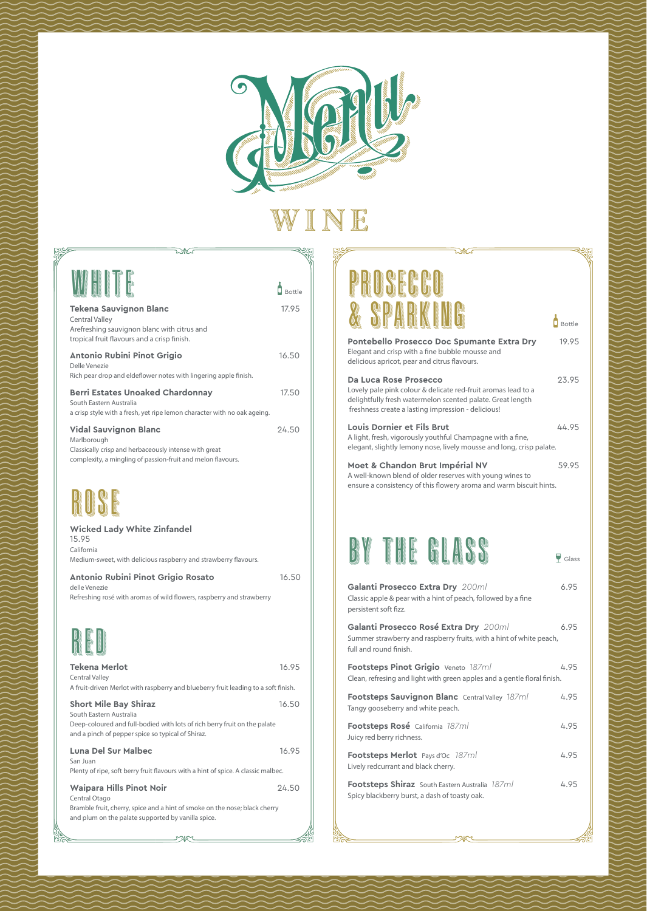# Menu

# WINE

## WHITE

Bottle

**Tekena Sauvignon Blanc** 17.95
Central Valley
Arefreshing sauvignon blanc with citrus and tropical fruit flavours and a crisp finish.

**Antonio Rubini Pinot Grigio** 16.50
Delle Venezie
Rich pear drop and eldeflower notes with lingering apple finish.

**Berri Estates Unoaked Chardonnay** 17.50
South Eastern Australia
a crisp style with a fresh, yet ripe lemon character with no oak ageing.

**Vidal Sauvignon Blanc** 24.50
Marlborough
Classically crisp and herbaceously intense with great complexity, a mingling of passion-fruit and melon flavours.

## ROSE

**Wicked Lady White Zinfandel**
15.95
California
Medium-sweet, with delicious raspberry and strawberry flavours.

**Antonio Rubini Pinot Grigio Rosato** 16.50
delle Venezie
Refreshing rosé with aromas of wild flowers, raspberry and strawberry

## RED

**Tekena Merlot** 16.95
Central Valley
A fruit-driven Merlot with raspberry and blueberry fruit leading to a soft finish.

**Short Mile Bay Shiraz** 16.50
South Eastern Australia
Deep-coloured and full-bodied with lots of rich berry fruit on the palate and a pinch of pepper spice so typical of Shiraz.

**Luna Del Sur Malbec** 16.95
San Juan
Plenty of ripe, soft berry fruit flavours with a hint of spice. A classic malbec.

**Waipara Hills Pinot Noir** 24.50
Central Otago
Bramble fruit, cherry, spice and a hint of smoke on the nose; black cherry and plum on the palate supported by vanilla spice.

## PROSECCO & SPARKING

Bottle

**Pontebello Prosecco Doc Spumante Extra Dry** 19.95
Elegant and crisp with a fine bubble mousse and delicious apricot, pear and citrus flavours.

**Da Luca Rose Prosecco** 23.95
Lovely pale pink colour & delicate red-fruit aromas lead to a delightfully fresh watermelon scented palate. Great length freshness create a lasting impression - delicious!

**Louis Dornier et Fils Brut** 44.95
A light, fresh, vigorously youthful Champagne with a fine, elegant, slightly lemony nose, lively mousse and long, crisp palate.

**Moet & Chandon Brut Impérial NV** 59.95
A well-known blend of older reserves with young wines to ensure a consistency of this flowery aroma and warm biscuit hints.

## BY THE GLASS

Glass

**Galanti Prosecco Extra Dry** *200ml* 6.95
Classic apple & pear with a hint of peach, followed by a fine persistent soft fizz.

**Galanti Prosecco Rosé Extra Dry** *200ml* 6.95
Summer strawberry and raspberry fruits, with a hint of white peach, full and round finish.

**Footsteps Pinot Grigio** Veneto *187ml* 4.95
Clean, refresing and light with green apples and a gentle floral finish.

**Footsteps Sauvignon Blanc** Central Valley *187ml* 4.95
Tangy gooseberry and white peach.

**Footsteps Rosé** California *187ml* 4.95
Juicy red berry richness.

**Footsteps Merlot** Pays d'Oc *187ml* 4.95
Lively redcurrant and black cherry.

**Footsteps Shiraz** South Eastern Australia *187ml* 4.95
Spicy blackberry burst, a dash of toasty oak.